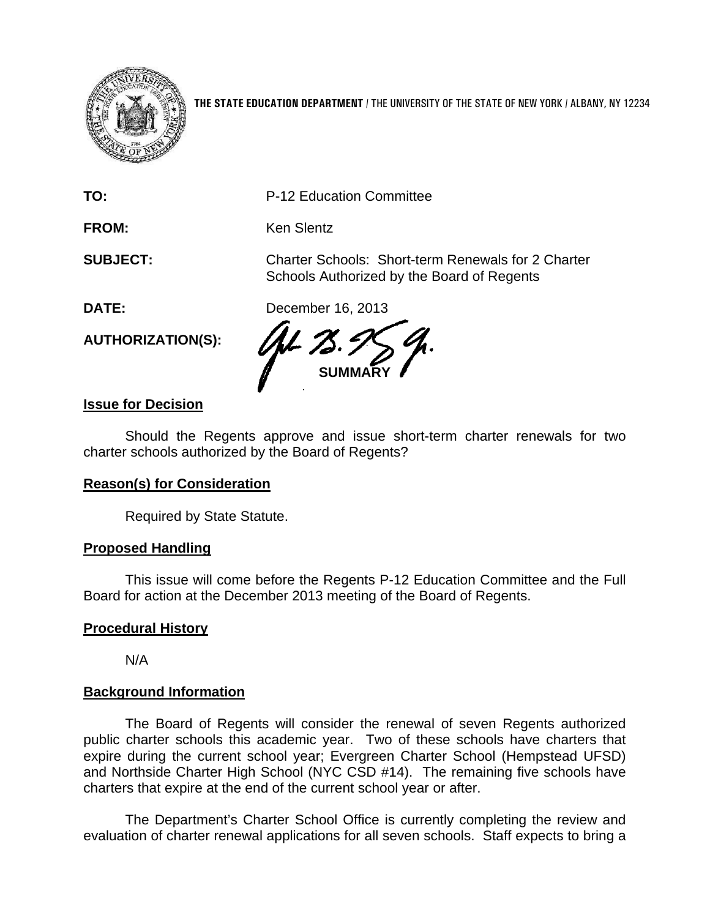THE STATE EDUCATION DEPARTMENT / THE UNIVERSITY OF THE STATE OF NEW YORK / ALBANY, NY 12234

**TO:** P-12 Education Committee

**FROM:** Ken Slentz

**SUBJECT:** Charter Schools: Short-term Renewals for 2 Charter Schools Authorized by the Board of Regents

**DATE:** December 16, 2013

**AUTHORIZATION(S):**

## SUMMARY

### Issue for Decision

Should the Regents approve and issue short-term charter renewals for two charter schools authorized by the Board of Regents?

### Reason(s) for Consideration

Required by State Statute.

### Proposed Handling

This issue will come before the Regents P-12 Education Committee and the Full Board for action at the December 2013 meeting of the Board of Regents.

### Procedural History

N/A

### Background Information

The Board of Regents will consider the renewal of seven Regents authorized public charter schools this academic year. Two of these schools have charters that expire during the current school year; Evergreen Charter School (Hempstead UFSD) and Northside Charter High School (NYC CSD #14). The remaining five schools have charters that expire at the end of the current school year or after.

The Department's Charter School Office is currently completing the review and evaluation of charter renewal applications for all seven schools. Staff expects to bring a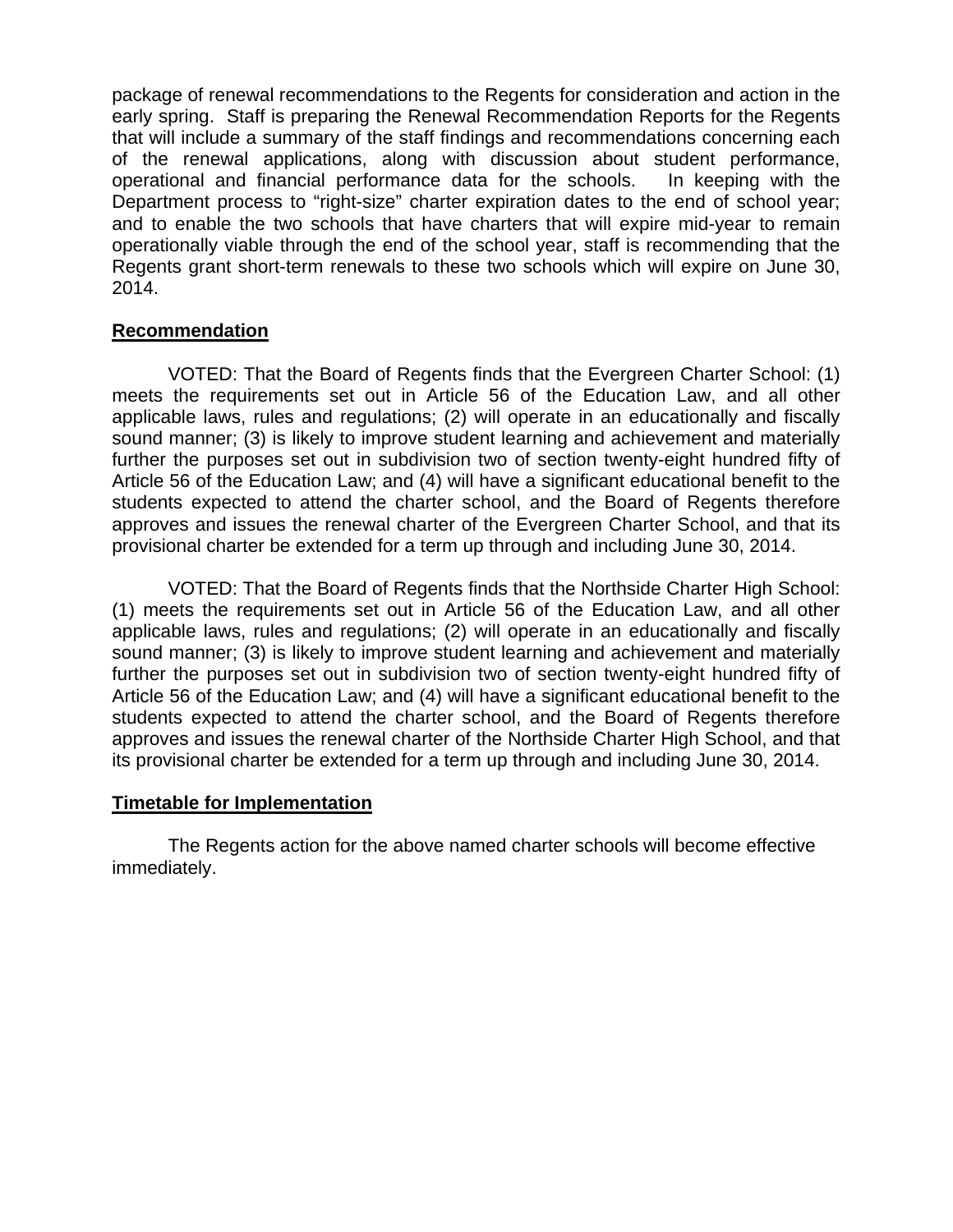package of renewal recommendations to the Regents for consideration and action in the early spring. Staff is preparing the Renewal Recommendation Reports for the Regents that will include a summary of the staff findings and recommendations concerning each of the renewal applications, along with discussion about student performance, operational and financial performance data for the schools. In keeping with the Department process to "right-size" charter expiration dates to the end of school year; and to enable the two schools that have charters that will expire mid-year to remain operationally viable through the end of the school year, staff is recommending that the Regents grant short-term renewals to these two schools which will expire on June 30, 2014.

**Recommendation**

VOTED: That the Board of Regents finds that the Evergreen Charter School: (1) meets the requirements set out in Article 56 of the Education Law, and all other applicable laws, rules and regulations; (2) will operate in an educationally and fiscally sound manner; (3) is likely to improve student learning and achievement and materially further the purposes set out in subdivision two of section twenty-eight hundred fifty of Article 56 of the Education Law; and (4) will have a significant educational benefit to the students expected to attend the charter school, and the Board of Regents therefore approves and issues the renewal charter of the Evergreen Charter School, and that its provisional charter be extended for a term up through and including June 30, 2014.

VOTED: That the Board of Regents finds that the Northside Charter High School: (1) meets the requirements set out in Article 56 of the Education Law, and all other applicable laws, rules and regulations; (2) will operate in an educationally and fiscally sound manner; (3) is likely to improve student learning and achievement and materially further the purposes set out in subdivision two of section twenty-eight hundred fifty of Article 56 of the Education Law; and (4) will have a significant educational benefit to the students expected to attend the charter school, and the Board of Regents therefore approves and issues the renewal charter of the Northside Charter High School, and that its provisional charter be extended for a term up through and including June 30, 2014.

**Timetable for Implementation**

The Regents action for the above named charter schools will become effective immediately.